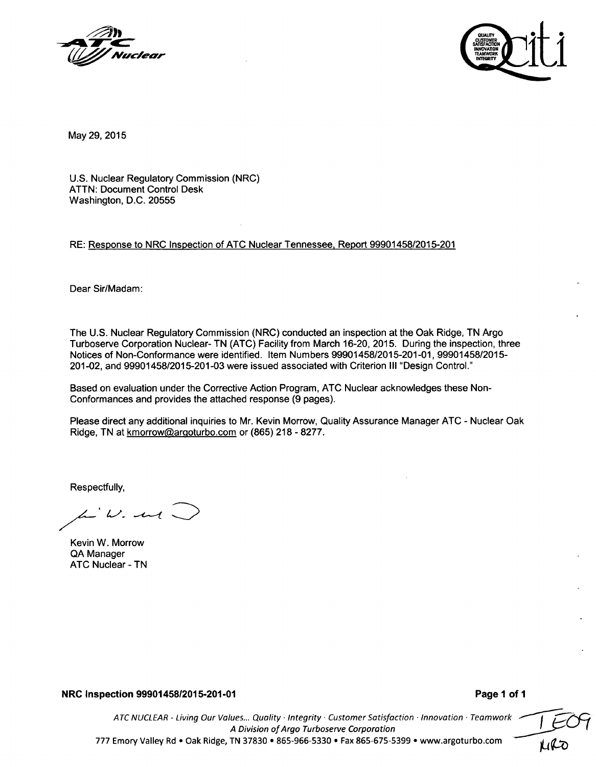May 29, 2015

U.S. Nuclear Regulatory Commission (NRC)
ATTN: Document Control Desk
Washington, D.C. 20555

RE: Response to NRC Inspection of ATC Nuclear Tennessee, Report 99901458/2015-201

Dear Sir/Madam:

The U.S. Nuclear Regulatory Commission (NRC) conducted an inspection at the Oak Ridge, TN Argo Turboserve Corporation Nuclear- TN (ATC) Facility from March 16-20, 2015. During the inspection, three Notices of Non-Conformance were identified. Item Numbers 99901458/2015-201-01, 99901458/2015-201-02, and 99901458/2015-201-03 were issued associated with Criterion III "Design Control."

Based on evaluation under the Corrective Action Program, ATC Nuclear acknowledges these Non-Conformances and provides the attached response (9 pages).

Please direct any additional inquiries to Mr. Kevin Morrow, Quality Assurance Manager ATC - Nuclear Oak Ridge, TN at kmorrow@argoturbo.com or (865) 218 - 8277.

Respectfully,

Kevin W. Morrow
QA Manager
ATC Nuclear - TN

**NRC Inspection 99901458/2015-201-01**

*ATC NUCLEAR - Living Our Values... Quality · Integrity · Customer Satisfaction · Innovation · Teamwork*
*A Division of Argo Turboserve Corporation*
777 Emory Valley Rd • Oak Ridge, TN 37830 • 865-966-5330 • Fax 865-675-5399 • www.argoturbo.com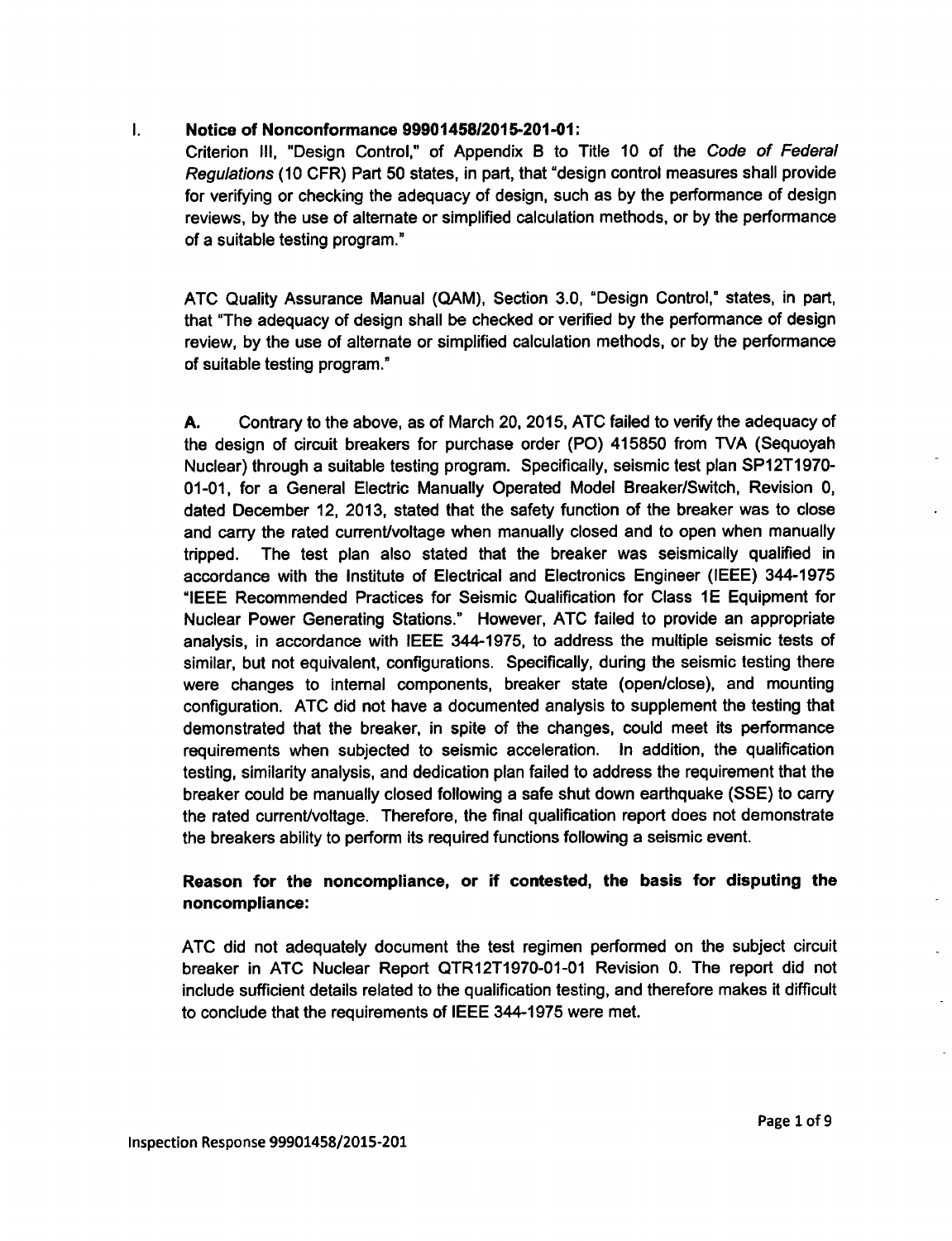## I. Notice of Nonconformance 99901458/2015-201-01:

Criterion III, "Design Control," of Appendix B to Title 10 of the *Code of Federal Regulations* (10 CFR) Part 50 states, in part, that "design control measures shall provide for verifying or checking the adequacy of design, such as by the performance of design reviews, by the use of alternate or simplified calculation methods, or by the performance of a suitable testing program."

ATC Quality Assurance Manual (QAM), Section 3.0, "Design Control," states, in part, that "The adequacy of design shall be checked or verified by the performance of design review, by the use of alternate or simplified calculation methods, or by the performance of suitable testing program."

**A.** Contrary to the above, as of March 20, 2015, ATC failed to verify the adequacy of the design of circuit breakers for purchase order (PO) 415850 from TVA (Sequoyah Nuclear) through a suitable testing program. Specifically, seismic test plan SP12T1970-01-01, for a General Electric Manually Operated Model Breaker/Switch, Revision 0, dated December 12, 2013, stated that the safety function of the breaker was to close and carry the rated current/voltage when manually closed and to open when manually tripped. The test plan also stated that the breaker was seismically qualified in accordance with the Institute of Electrical and Electronics Engineer (IEEE) 344-1975 "IEEE Recommended Practices for Seismic Qualification for Class 1E Equipment for Nuclear Power Generating Stations." However, ATC failed to provide an appropriate analysis, in accordance with IEEE 344-1975, to address the multiple seismic tests of similar, but not equivalent, configurations. Specifically, during the seismic testing there were changes to internal components, breaker state (open/close), and mounting configuration. ATC did not have a documented analysis to supplement the testing that demonstrated that the breaker, in spite of the changes, could meet its performance requirements when subjected to seismic acceleration. In addition, the qualification testing, similarity analysis, and dedication plan failed to address the requirement that the breaker could be manually closed following a safe shut down earthquake (SSE) to carry the rated current/voltage. Therefore, the final qualification report does not demonstrate the breakers ability to perform its required functions following a seismic event.

**Reason for the noncompliance, or if contested, the basis for disputing the noncompliance:**

ATC did not adequately document the test regimen performed on the subject circuit breaker in ATC Nuclear Report QTR12T1970-01-01 Revision 0. The report did not include sufficient details related to the qualification testing, and therefore makes it difficult to conclude that the requirements of IEEE 344-1975 were met.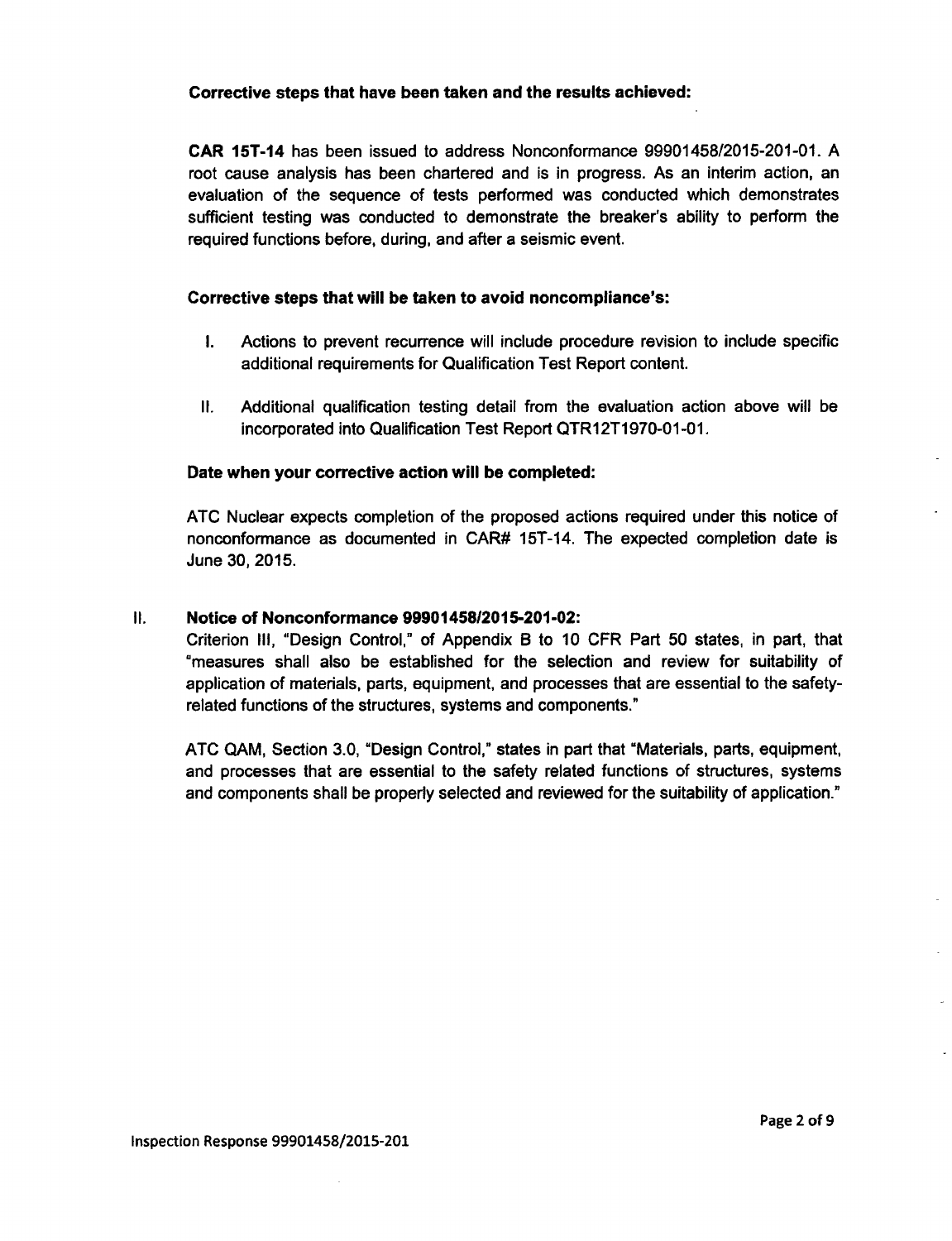**Corrective steps that have been taken and the results achieved:**

**CAR 15T-14** has been issued to address Nonconformance 99901458/2015-201-01. A root cause analysis has been chartered and is in progress. As an interim action, an evaluation of the sequence of tests performed was conducted which demonstrates sufficient testing was conducted to demonstrate the breaker's ability to perform the required functions before, during, and after a seismic event.

**Corrective steps that will be taken to avoid noncompliance's:**

I. Actions to prevent recurrence will include procedure revision to include specific additional requirements for Qualification Test Report content.

II. Additional qualification testing detail from the evaluation action above will be incorporated into Qualification Test Report QTR12T1970-01-01.

**Date when your corrective action will be completed:**

ATC Nuclear expects completion of the proposed actions required under this notice of nonconformance as documented in CAR# 15T-14. The expected completion date is June 30, 2015.

## II. Notice of Nonconformance 99901458/2015-201-02:

Criterion III, "Design Control," of Appendix B to 10 CFR Part 50 states, in part, that "measures shall also be established for the selection and review for suitability of application of materials, parts, equipment, and processes that are essential to the safety-related functions of the structures, systems and components."

ATC QAM, Section 3.0, "Design Control," states in part that "Materials, parts, equipment, and processes that are essential to the safety related functions of structures, systems and components shall be properly selected and reviewed for the suitability of application."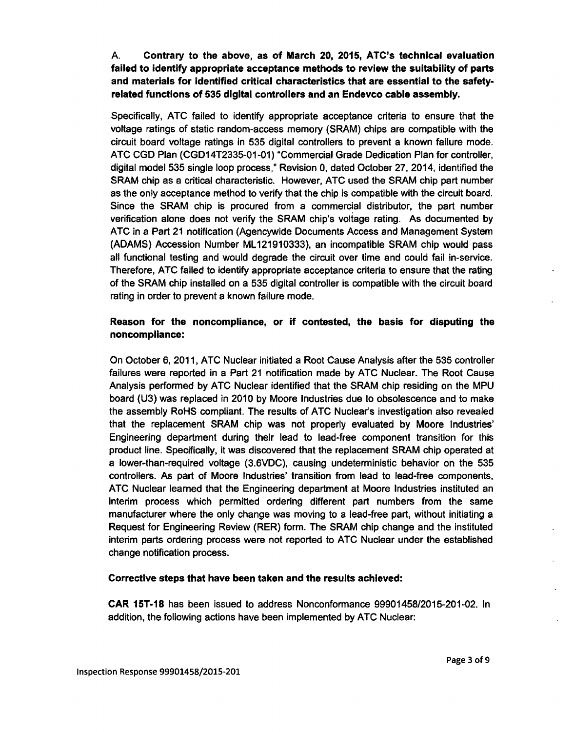A. **Contrary to the above, as of March 20, 2015, ATC's technical evaluation failed to identify appropriate acceptance methods to review the suitability of parts and materials for identified critical characteristics that are essential to the safety-related functions of 535 digital controllers and an Endevco cable assembly.**

Specifically, ATC failed to identify appropriate acceptance criteria to ensure that the voltage ratings of static random-access memory (SRAM) chips are compatible with the circuit board voltage ratings in 535 digital controllers to prevent a known failure mode. ATC CGD Plan (CGD14T2335-01-01) "Commercial Grade Dedication Plan for controller, digital model 535 single loop process," Revision 0, dated October 27, 2014, identified the SRAM chip as a critical characteristic. However, ATC used the SRAM chip part number as the only acceptance method to verify that the chip is compatible with the circuit board. Since the SRAM chip is procured from a commercial distributor, the part number verification alone does not verify the SRAM chip's voltage rating. As documented by ATC in a Part 21 notification (Agencywide Documents Access and Management System (ADAMS) Accession Number ML121910333), an incompatible SRAM chip would pass all functional testing and would degrade the circuit over time and could fail in-service. Therefore, ATC failed to identify appropriate acceptance criteria to ensure that the rating of the SRAM chip installed on a 535 digital controller is compatible with the circuit board rating in order to prevent a known failure mode.

**Reason for the noncompliance, or if contested, the basis for disputing the noncompliance:**

On October 6, 2011, ATC Nuclear initiated a Root Cause Analysis after the 535 controller failures were reported in a Part 21 notification made by ATC Nuclear. The Root Cause Analysis performed by ATC Nuclear identified that the SRAM chip residing on the MPU board (U3) was replaced in 2010 by Moore Industries due to obsolescence and to make the assembly RoHS compliant. The results of ATC Nuclear's investigation also revealed that the replacement SRAM chip was not properly evaluated by Moore Industries' Engineering department during their lead to lead-free component transition for this product line. Specifically, it was discovered that the replacement SRAM chip operated at a lower-than-required voltage (3.6VDC), causing undeterministic behavior on the 535 controllers. As part of Moore Industries' transition from lead to lead-free components, ATC Nuclear learned that the Engineering department at Moore Industries instituted an interim process which permitted ordering different part numbers from the same manufacturer where the only change was moving to a lead-free part, without initiating a Request for Engineering Review (RER) form. The SRAM chip change and the instituted interim parts ordering process were not reported to ATC Nuclear under the established change notification process.

**Corrective steps that have been taken and the results achieved:**

**CAR 15T-18** has been issued to address Nonconformance 99901458/2015-201-02. In addition, the following actions have been implemented by ATC Nuclear: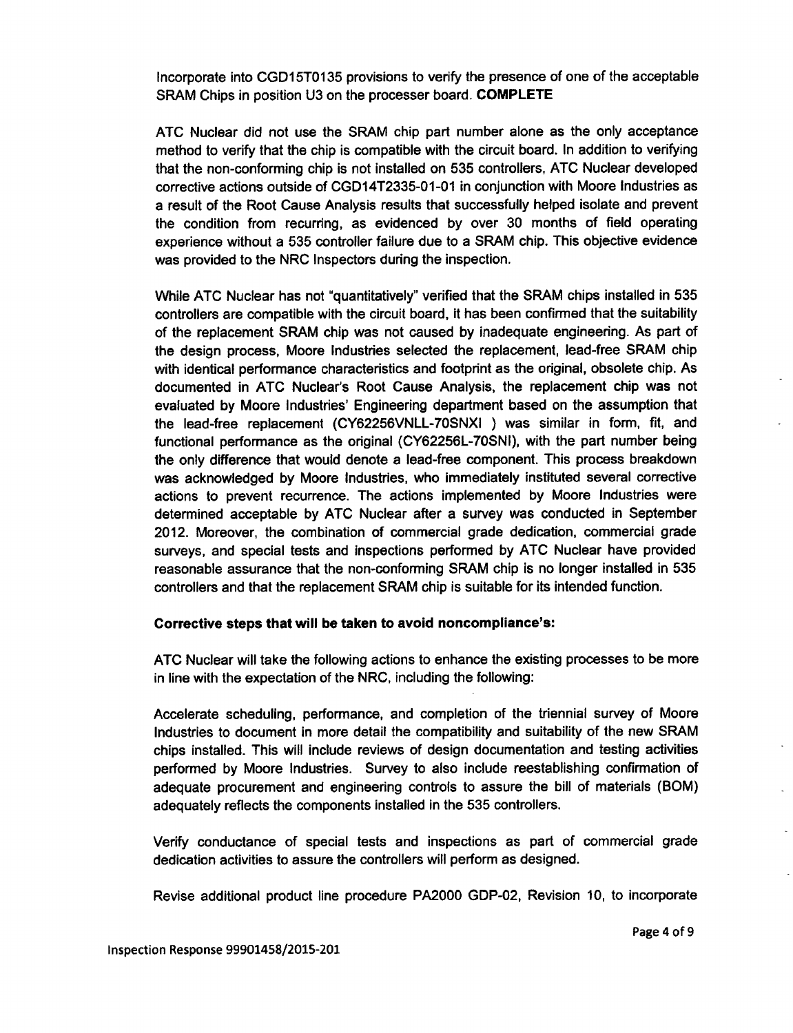Incorporate into CGD15T0135 provisions to verify the presence of one of the acceptable SRAM Chips in position U3 on the processer board. **COMPLETE**

ATC Nuclear did not use the SRAM chip part number alone as the only acceptance method to verify that the chip is compatible with the circuit board. In addition to verifying that the non-conforming chip is not installed on 535 controllers, ATC Nuclear developed corrective actions outside of CGD14T2335-01-01 in conjunction with Moore Industries as a result of the Root Cause Analysis results that successfully helped isolate and prevent the condition from recurring, as evidenced by over 30 months of field operating experience without a 535 controller failure due to a SRAM chip. This objective evidence was provided to the NRC Inspectors during the inspection.

While ATC Nuclear has not "quantitatively" verified that the SRAM chips installed in 535 controllers are compatible with the circuit board, it has been confirmed that the suitability of the replacement SRAM chip was not caused by inadequate engineering. As part of the design process, Moore Industries selected the replacement, lead-free SRAM chip with identical performance characteristics and footprint as the original, obsolete chip. As documented in ATC Nuclear's Root Cause Analysis, the replacement chip was not evaluated by Moore Industries' Engineering department based on the assumption that the lead-free replacement (CY62256VNLL-70SNXI ) was similar in form, fit, and functional performance as the original (CY62256L-70SNI), with the part number being the only difference that would denote a lead-free component. This process breakdown was acknowledged by Moore Industries, who immediately instituted several corrective actions to prevent recurrence. The actions implemented by Moore Industries were determined acceptable by ATC Nuclear after a survey was conducted in September 2012. Moreover, the combination of commercial grade dedication, commercial grade surveys, and special tests and inspections performed by ATC Nuclear have provided reasonable assurance that the non-conforming SRAM chip is no longer installed in 535 controllers and that the replacement SRAM chip is suitable for its intended function.

**Corrective steps that will be taken to avoid noncompliance's:**

ATC Nuclear will take the following actions to enhance the existing processes to be more in line with the expectation of the NRC, including the following:

Accelerate scheduling, performance, and completion of the triennial survey of Moore Industries to document in more detail the compatibility and suitability of the new SRAM chips installed. This will include reviews of design documentation and testing activities performed by Moore Industries. Survey to also include reestablishing confirmation of adequate procurement and engineering controls to assure the bill of materials (BOM) adequately reflects the components installed in the 535 controllers.

Verify conductance of special tests and inspections as part of commercial grade dedication activities to assure the controllers will perform as designed.

Revise additional product line procedure PA2000 GDP-02, Revision 10, to incorporate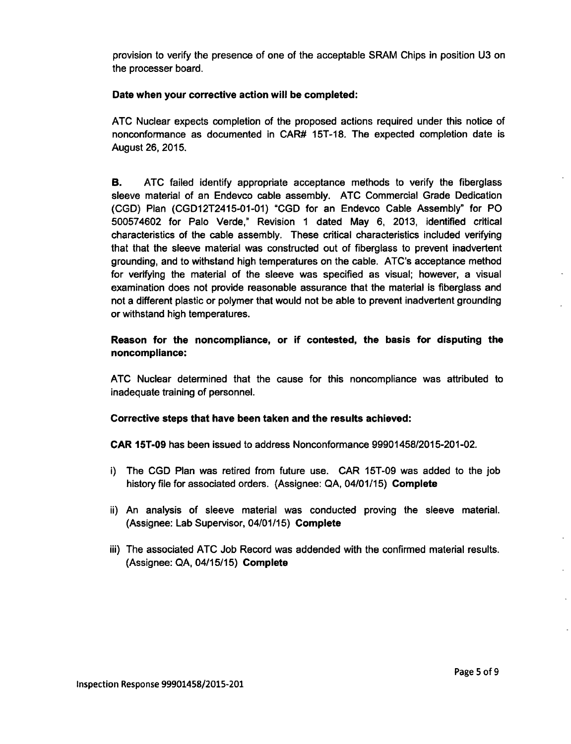provision to verify the presence of one of the acceptable SRAM Chips in position U3 on the processer board.

**Date when your corrective action will be completed:**

ATC Nuclear expects completion of the proposed actions required under this notice of nonconformance as documented in CAR# 15T-18. The expected completion date is August 26, 2015.

**B.** ATC failed identify appropriate acceptance methods to verify the fiberglass sleeve material of an Endevco cable assembly. ATC Commercial Grade Dedication (CGD) Plan (CGD12T2415-01-01) "CGD for an Endevco Cable Assembly" for PO 500574602 for Palo Verde," Revision 1 dated May 6, 2013, identified critical characteristics of the cable assembly. These critical characteristics included verifying that that the sleeve material was constructed out of fiberglass to prevent inadvertent grounding, and to withstand high temperatures on the cable. ATC's acceptance method for verifying the material of the sleeve was specified as visual; however, a visual examination does not provide reasonable assurance that the material is fiberglass and not a different plastic or polymer that would not be able to prevent inadvertent grounding or withstand high temperatures.

**Reason for the noncompliance, or if contested, the basis for disputing the noncompliance:**

ATC Nuclear determined that the cause for this noncompliance was attributed to inadequate training of personnel.

**Corrective steps that have been taken and the results achieved:**

**CAR 15T-09** has been issued to address Nonconformance 99901458/2015-201-02.

i) The CGD Plan was retired from future use. CAR 15T-09 was added to the job history file for associated orders. (Assignee: QA, 04/01/15) **Complete**

ii) An analysis of sleeve material was conducted proving the sleeve material. (Assignee: Lab Supervisor, 04/01/15) **Complete**

iii) The associated ATC Job Record was addended with the confirmed material results. (Assignee: QA, 04/15/15) **Complete**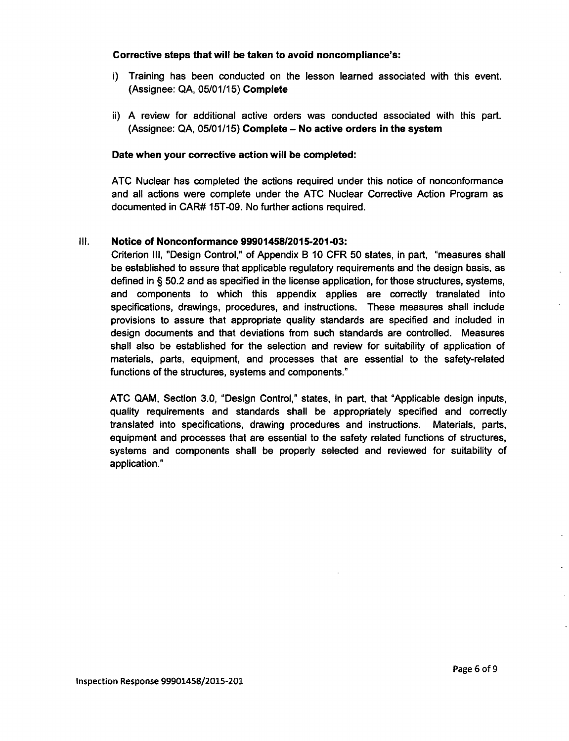**Corrective steps that will be taken to avoid noncompliance's:**

i) Training has been conducted on the lesson learned associated with this event. (Assignee: QA, 05/01/15) **Complete**

ii) A review for additional active orders was conducted associated with this part. (Assignee: QA, 05/01/15) **Complete – No active orders in the system**

**Date when your corrective action will be completed:**

ATC Nuclear has completed the actions required under this notice of nonconformance and all actions were complete under the ATC Nuclear Corrective Action Program as documented in CAR# 15T-09. No further actions required.

III. **Notice of Nonconformance 99901458/2015-201-03:**

Criterion III, "Design Control," of Appendix B 10 CFR 50 states, in part, "measures shall be established to assure that applicable regulatory requirements and the design basis, as defined in § 50.2 and as specified in the license application, for those structures, systems, and components to which this appendix applies are correctly translated into specifications, drawings, procedures, and instructions. These measures shall include provisions to assure that appropriate quality standards are specified and included in design documents and that deviations from such standards are controlled. Measures shall also be established for the selection and review for suitability of application of materials, parts, equipment, and processes that are essential to the safety-related functions of the structures, systems and components."

ATC QAM, Section 3.0, "Design Control," states, in part, that "Applicable design inputs, quality requirements and standards shall be appropriately specified and correctly translated into specifications, drawing procedures and instructions. Materials, parts, equipment and processes that are essential to the safety related functions of structures, systems and components shall be properly selected and reviewed for suitability of application."

Inspection Response 99901458/2015-201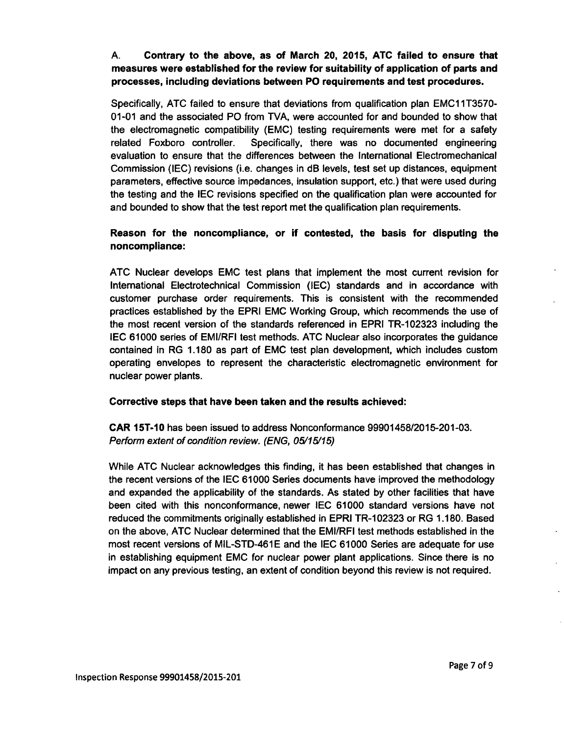A. **Contrary to the above, as of March 20, 2015, ATC failed to ensure that measures were established for the review for suitability of application of parts and processes, including deviations between PO requirements and test procedures.**

Specifically, ATC failed to ensure that deviations from qualification plan EMC11T3570-01-01 and the associated PO from TVA, were accounted for and bounded to show that the electromagnetic compatibility (EMC) testing requirements were met for a safety related Foxboro controller. Specifically, there was no documented engineering evaluation to ensure that the differences between the International Electromechanical Commission (IEC) revisions (i.e. changes in dB levels, test set up distances, equipment parameters, effective source impedances, insulation support, etc.) that were used during the testing and the IEC revisions specified on the qualification plan were accounted for and bounded to show that the test report met the qualification plan requirements.

**Reason for the noncompliance, or if contested, the basis for disputing the noncompliance:**

ATC Nuclear develops EMC test plans that implement the most current revision for International Electrotechnical Commission (IEC) standards and in accordance with customer purchase order requirements. This is consistent with the recommended practices established by the EPRI EMC Working Group, which recommends the use of the most recent version of the standards referenced in EPRI TR-102323 including the IEC 61000 series of EMI/RFI test methods. ATC Nuclear also incorporates the guidance contained in RG 1.180 as part of EMC test plan development, which includes custom operating envelopes to represent the characteristic electromagnetic environment for nuclear power plants.

**Corrective steps that have been taken and the results achieved:**

**CAR 15T-10** has been issued to address Nonconformance 99901458/2015-201-03.
*Perform extent of condition review. (ENG, 05/15/15)*

While ATC Nuclear acknowledges this finding, it has been established that changes in the recent versions of the IEC 61000 Series documents have improved the methodology and expanded the applicability of the standards. As stated by other facilities that have been cited with this nonconformance, newer IEC 61000 standard versions have not reduced the commitments originally established in EPRI TR-102323 or RG 1.180. Based on the above, ATC Nuclear determined that the EMI/RFI test methods established in the most recent versions of MIL-STD-461E and the IEC 61000 Series are adequate for use in establishing equipment EMC for nuclear power plant applications. Since there is no impact on any previous testing, an extent of condition beyond this review is not required.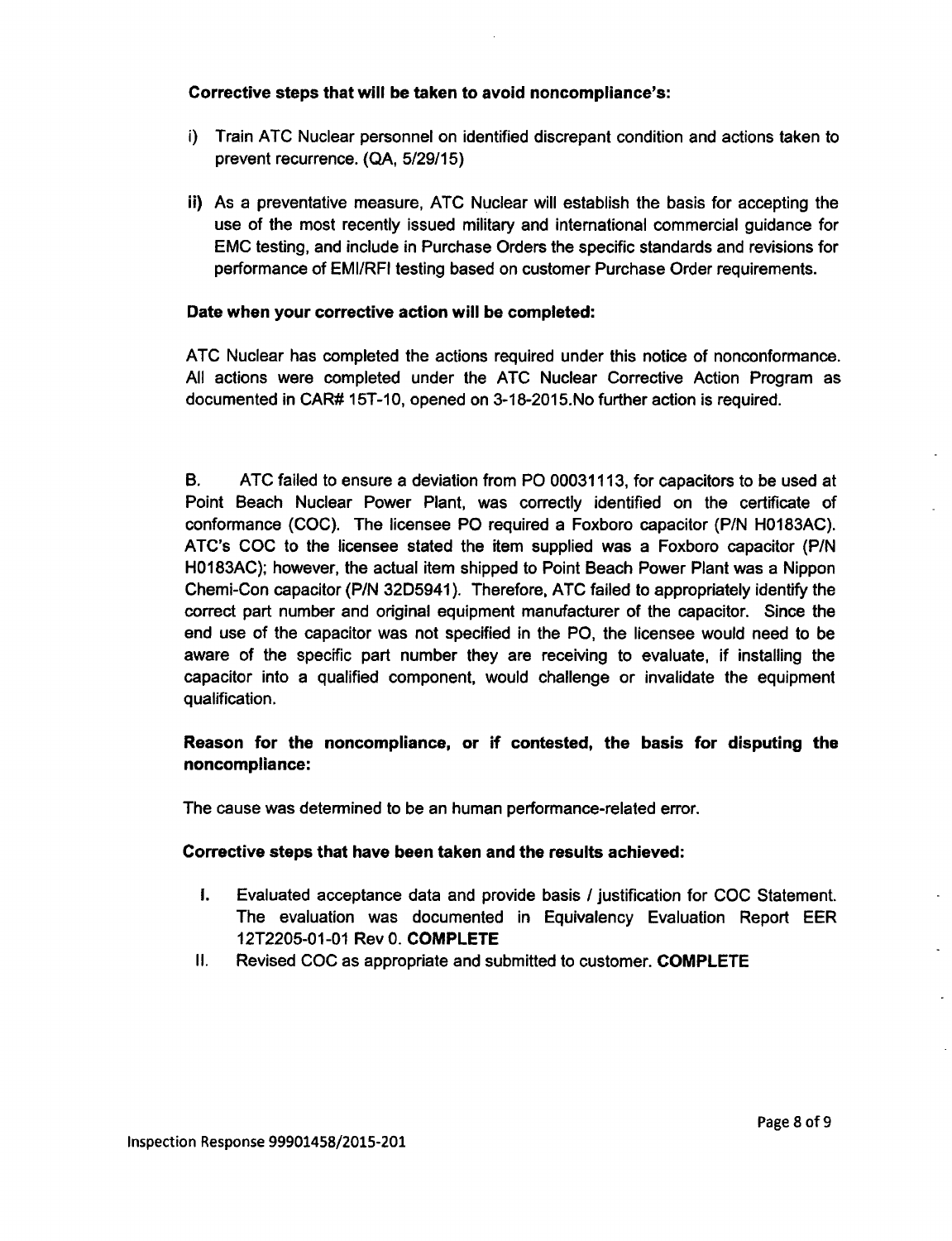**Corrective steps that will be taken to avoid noncompliance's:**

i) Train ATC Nuclear personnel on identified discrepant condition and actions taken to prevent recurrence. (QA, 5/29/15)

**ii)** As a preventative measure, ATC Nuclear will establish the basis for accepting the use of the most recently issued military and international commercial guidance for EMC testing, and include in Purchase Orders the specific standards and revisions for performance of EMI/RFI testing based on customer Purchase Order requirements.

**Date when your corrective action will be completed:**

ATC Nuclear has completed the actions required under this notice of nonconformance. All actions were completed under the ATC Nuclear Corrective Action Program as documented in CAR# 15T-10, opened on 3-18-2015.No further action is required.

B. ATC failed to ensure a deviation from PO 00031113, for capacitors to be used at Point Beach Nuclear Power Plant, was correctly identified on the certificate of conformance (COC). The licensee PO required a Foxboro capacitor (P/N H0183AC). ATC's COC to the licensee stated the item supplied was a Foxboro capacitor (P/N H0183AC); however, the actual item shipped to Point Beach Power Plant was a Nippon Chemi-Con capacitor (P/N 32D5941). Therefore, ATC failed to appropriately identify the correct part number and original equipment manufacturer of the capacitor. Since the end use of the capacitor was not specified in the PO, the licensee would need to be aware of the specific part number they are receiving to evaluate, if installing the capacitor into a qualified component, would challenge or invalidate the equipment qualification.

**Reason for the noncompliance, or if contested, the basis for disputing the noncompliance:**

The cause was determined to be an human performance-related error.

**Corrective steps that have been taken and the results achieved:**

I. Evaluated acceptance data and provide basis / justification for COC Statement. The evaluation was documented in Equivalency Evaluation Report EER 12T2205-01-01 Rev 0. **COMPLETE**

II. Revised COC as appropriate and submitted to customer. **COMPLETE**

Inspection Response 99901458/2015-201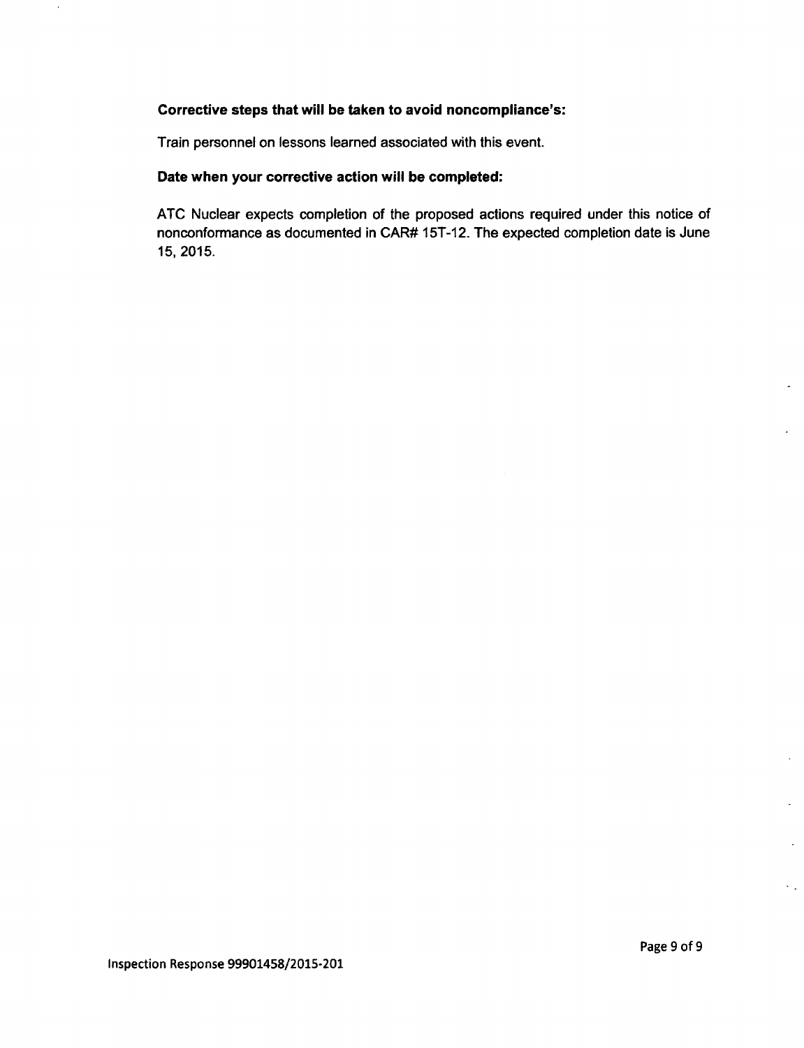**Corrective steps that will be taken to avoid noncompliance's:**

Train personnel on lessons learned associated with this event.

**Date when your corrective action will be completed:**

ATC Nuclear expects completion of the proposed actions required under this notice of nonconformance as documented in CAR# 15T-12. The expected completion date is June 15, 2015.